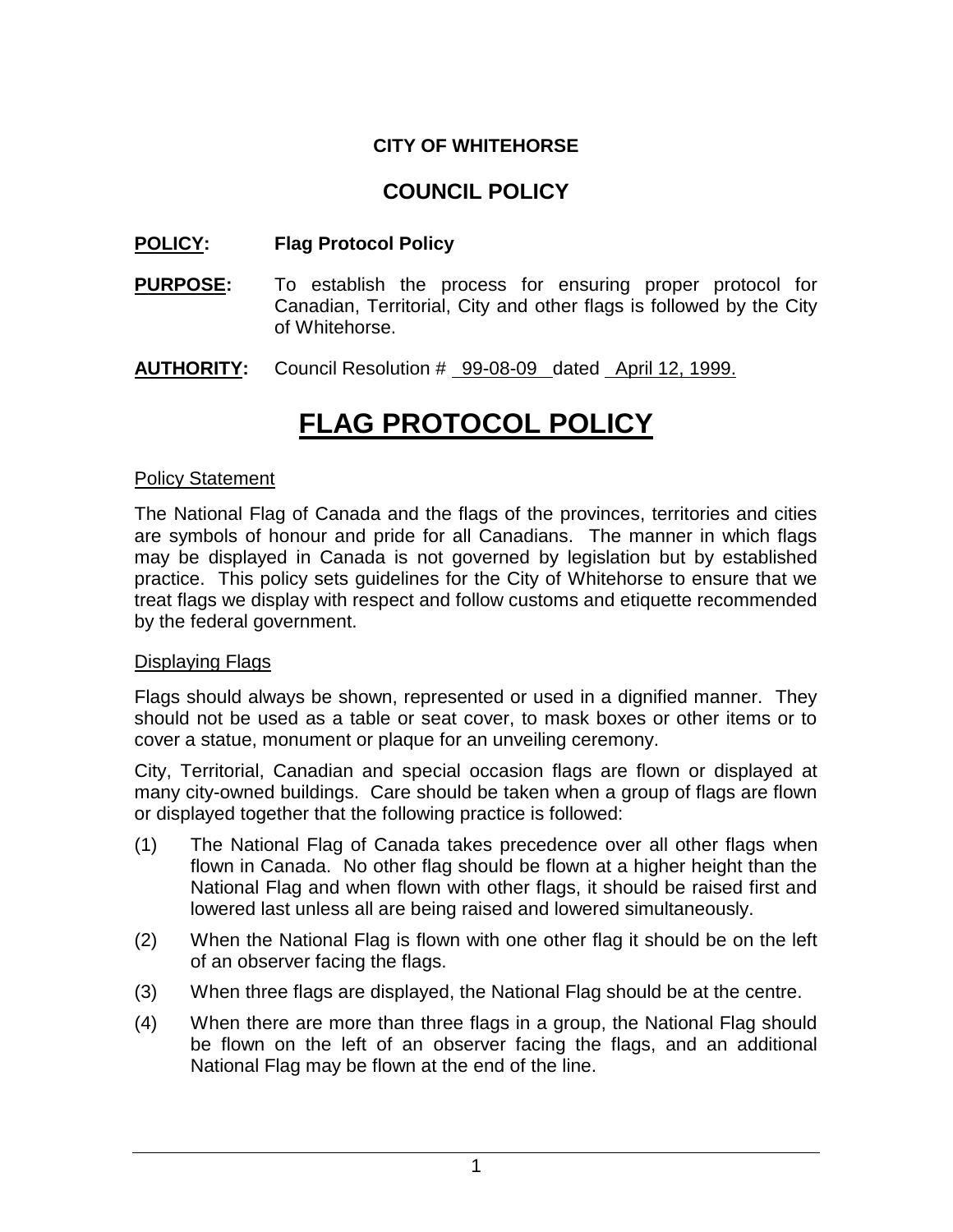**CITY OF WHITEHORSE**

## COUNCIL POLICY

**POLICY:** **Flag Protocol Policy**

**PURPOSE:** To establish the process for ensuring proper protocol for Canadian, Territorial, City and other flags is followed by the City of Whitehorse.

**AUTHORITY:** Council Resolution # 99-08-09 dated April 12, 1999.

# FLAG PROTOCOL POLICY

### Policy Statement

The National Flag of Canada and the flags of the provinces, territories and cities are symbols of honour and pride for all Canadians. The manner in which flags may be displayed in Canada is not governed by legislation but by established practice. This policy sets guidelines for the City of Whitehorse to ensure that we treat flags we display with respect and follow customs and etiquette recommended by the federal government.

### Displaying Flags

Flags should always be shown, represented or used in a dignified manner. They should not be used as a table or seat cover, to mask boxes or other items or to cover a statue, monument or plaque for an unveiling ceremony.

City, Territorial, Canadian and special occasion flags are flown or displayed at many city-owned buildings. Care should be taken when a group of flags are flown or displayed together that the following practice is followed:

(1) The National Flag of Canada takes precedence over all other flags when flown in Canada. No other flag should be flown at a higher height than the National Flag and when flown with other flags, it should be raised first and lowered last unless all are being raised and lowered simultaneously.

(2) When the National Flag is flown with one other flag it should be on the left of an observer facing the flags.

(3) When three flags are displayed, the National Flag should be at the centre.

(4) When there are more than three flags in a group, the National Flag should be flown on the left of an observer facing the flags, and an additional National Flag may be flown at the end of the line.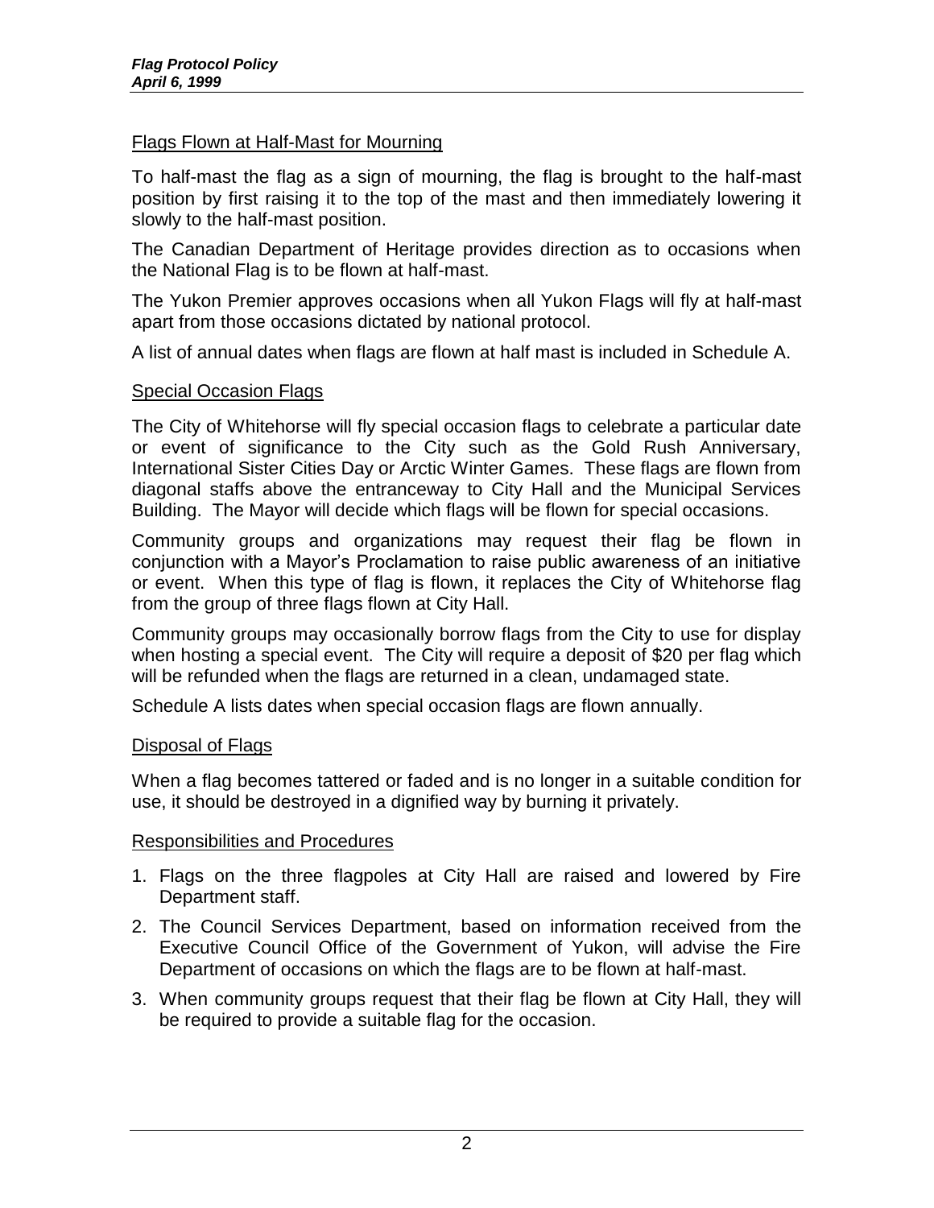## Flags Flown at Half-Mast for Mourning

To half-mast the flag as a sign of mourning, the flag is brought to the half-mast position by first raising it to the top of the mast and then immediately lowering it slowly to the half-mast position.

The Canadian Department of Heritage provides direction as to occasions when the National Flag is to be flown at half-mast.

The Yukon Premier approves occasions when all Yukon Flags will fly at half-mast apart from those occasions dictated by national protocol.

A list of annual dates when flags are flown at half mast is included in Schedule A.

## Special Occasion Flags

The City of Whitehorse will fly special occasion flags to celebrate a particular date or event of significance to the City such as the Gold Rush Anniversary, International Sister Cities Day or Arctic Winter Games. These flags are flown from diagonal staffs above the entranceway to City Hall and the Municipal Services Building. The Mayor will decide which flags will be flown for special occasions.

Community groups and organizations may request their flag be flown in conjunction with a Mayor's Proclamation to raise public awareness of an initiative or event. When this type of flag is flown, it replaces the City of Whitehorse flag from the group of three flags flown at City Hall.

Community groups may occasionally borrow flags from the City to use for display when hosting a special event. The City will require a deposit of $20 per flag which will be refunded when the flags are returned in a clean, undamaged state.

Schedule A lists dates when special occasion flags are flown annually.

## Disposal of Flags

When a flag becomes tattered or faded and is no longer in a suitable condition for use, it should be destroyed in a dignified way by burning it privately.

## Responsibilities and Procedures

1. Flags on the three flagpoles at City Hall are raised and lowered by Fire Department staff.
2. The Council Services Department, based on information received from the Executive Council Office of the Government of Yukon, will advise the Fire Department of occasions on which the flags are to be flown at half-mast.
3. When community groups request that their flag be flown at City Hall, they will be required to provide a suitable flag for the occasion.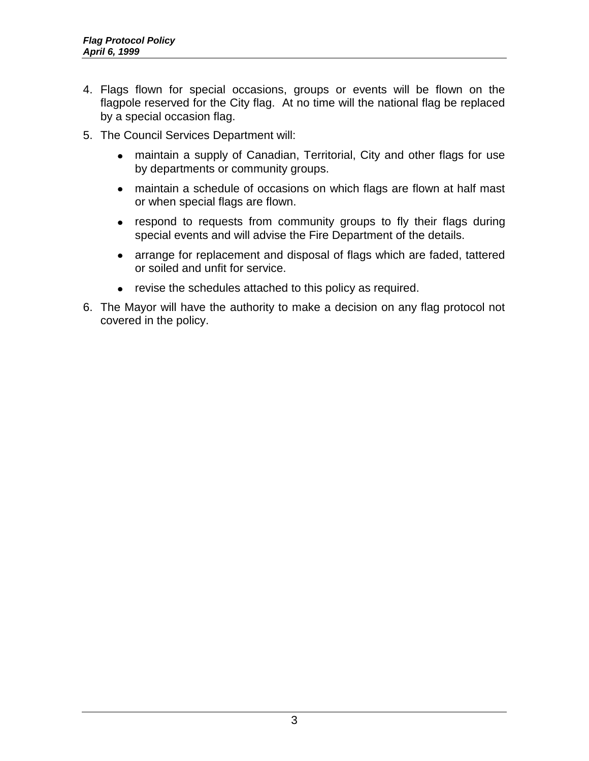4. Flags flown for special occasions, groups or events will be flown on the flagpole reserved for the City flag. At no time will the national flag be replaced by a special occasion flag.

5. The Council Services Department will:

   - maintain a supply of Canadian, Territorial, City and other flags for use by departments or community groups.
   - maintain a schedule of occasions on which flags are flown at half mast or when special flags are flown.
   - respond to requests from community groups to fly their flags during special events and will advise the Fire Department of the details.
   - arrange for replacement and disposal of flags which are faded, tattered or soiled and unfit for service.
   - revise the schedules attached to this policy as required.

6. The Mayor will have the authority to make a decision on any flag protocol not covered in the policy.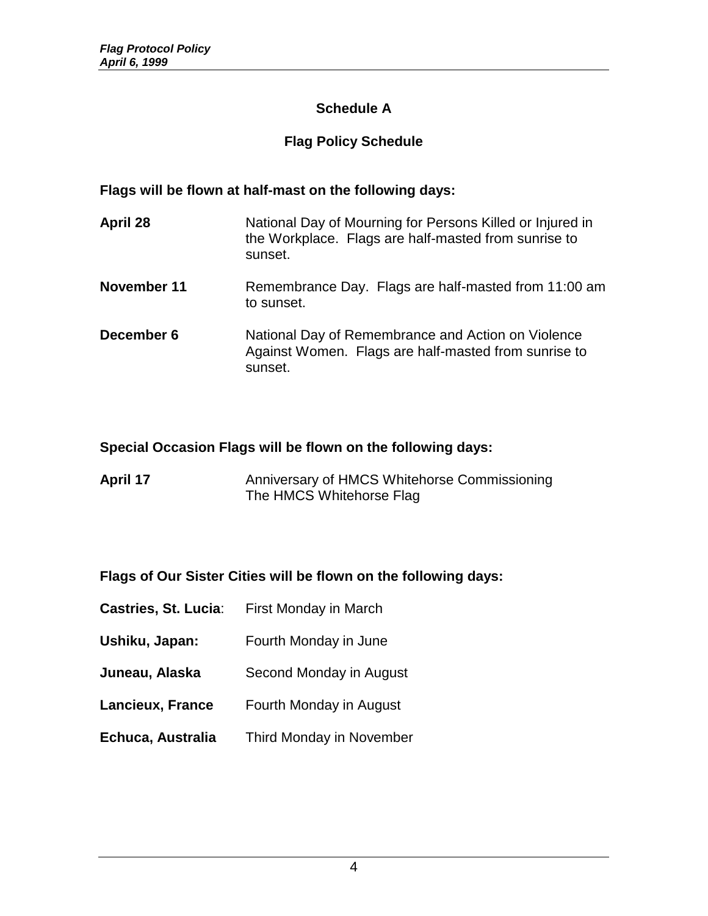## Schedule A

## Flag Policy Schedule

**Flags will be flown at half-mast on the following days:**

| | |
|---|---|
| **April 28** | National Day of Mourning for Persons Killed or Injured in the Workplace. Flags are half-masted from sunrise to sunset. |
| **November 11** | Remembrance Day. Flags are half-masted from 11:00 am to sunset. |
| **December 6** | National Day of Remembrance and Action on Violence Against Women. Flags are half-masted from sunrise to sunset. |

**Special Occasion Flags will be flown on the following days:**

| | |
|---|---|
| **April 17** | Anniversary of HMCS Whitehorse Commissioning<br>The HMCS Whitehorse Flag |

**Flags of Our Sister Cities will be flown on the following days:**

| | |
|---|---|
| **Castries, St. Lucia**: | First Monday in March |
| **Ushiku, Japan:** | Fourth Monday in June |
| **Juneau, Alaska** | Second Monday in August |
| **Lancieux, France** | Fourth Monday in August |
| **Echuca, Australia** | Third Monday in November |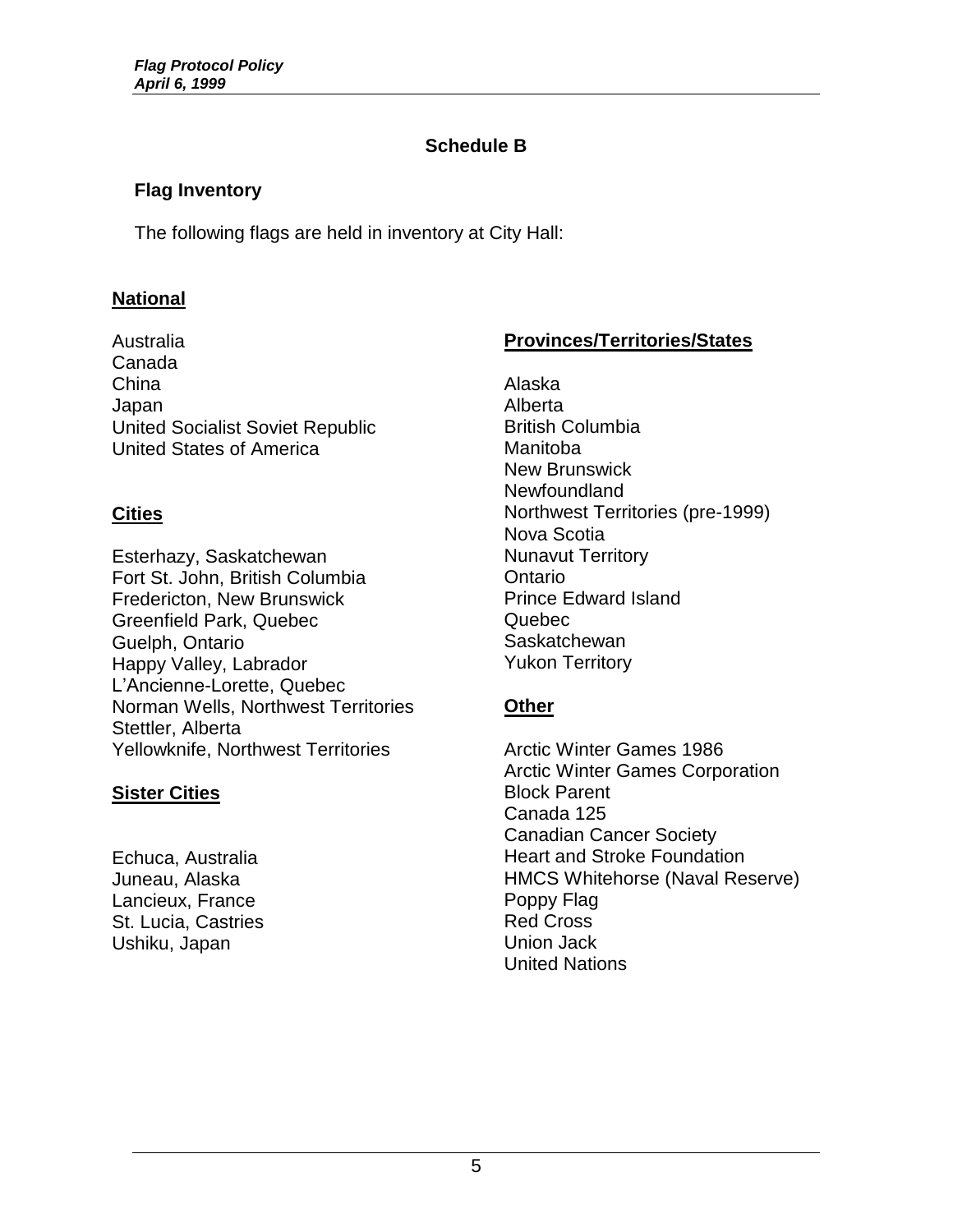## Schedule B

### Flag Inventory

The following flags are held in inventory at City Hall:

**National**

Australia
Canada
China
Japan
United Socialist Soviet Republic
United States of America

**Cities**

Esterhazy, Saskatchewan
Fort St. John, British Columbia
Fredericton, New Brunswick
Greenfield Park, Quebec
Guelph, Ontario
Happy Valley, Labrador
L'Ancienne-Lorette, Quebec
Norman Wells, Northwest Territories
Stettler, Alberta
Yellowknife, Northwest Territories

**Sister Cities**

Echuca, Australia
Juneau, Alaska
Lancieux, France
St. Lucia, Castries
Ushiku, Japan

**Provinces/Territories/States**

Alaska
Alberta
British Columbia
Manitoba
New Brunswick
Newfoundland
Northwest Territories (pre-1999)
Nova Scotia
Nunavut Territory
Ontario
Prince Edward Island
Quebec
Saskatchewan
Yukon Territory

**Other**

Arctic Winter Games 1986
Arctic Winter Games Corporation
Block Parent
Canada 125
Canadian Cancer Society
Heart and Stroke Foundation
HMCS Whitehorse (Naval Reserve)
Poppy Flag
Red Cross
Union Jack
United Nations